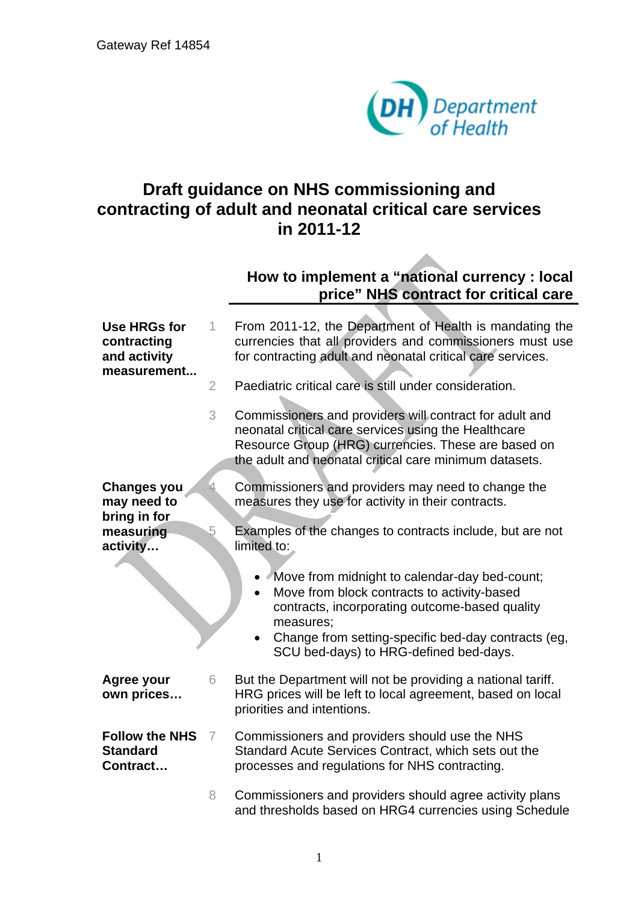Gateway Ref 14854

# Draft guidance on NHS commissioning and contracting of adult and neonatal critical care services in 2011-12

## How to implement a "national currency : local price" NHS contract for critical care

**Use HRGs for contracting and activity measurement...**

1 From 2011-12, the Department of Health is mandating the currencies that all providers and commissioners must use for contracting adult and neonatal critical care services.

2 Paediatric critical care is still under consideration.

3 Commissioners and providers will contract for adult and neonatal critical care services using the Healthcare Resource Group (HRG) currencies. These are based on the adult and neonatal critical care minimum datasets.

**Changes you may need to bring in for measuring activity…**

4 Commissioners and providers may need to change the measures they use for activity in their contracts.

5 Examples of the changes to contracts include, but are not limited to:

- Move from midnight to calendar-day bed-count;
- Move from block contracts to activity-based contracts, incorporating outcome-based quality measures;
- Change from setting-specific bed-day contracts (eg, SCU bed-days) to HRG-defined bed-days.

**Agree your own prices…**

6 But the Department will not be providing a national tariff. HRG prices will be left to local agreement, based on local priorities and intentions.

**Follow the NHS Standard Contract…**

7 Commissioners and providers should use the NHS Standard Acute Services Contract, which sets out the processes and regulations for NHS contracting.

8 Commissioners and providers should agree activity plans and thresholds based on HRG4 currencies using Schedule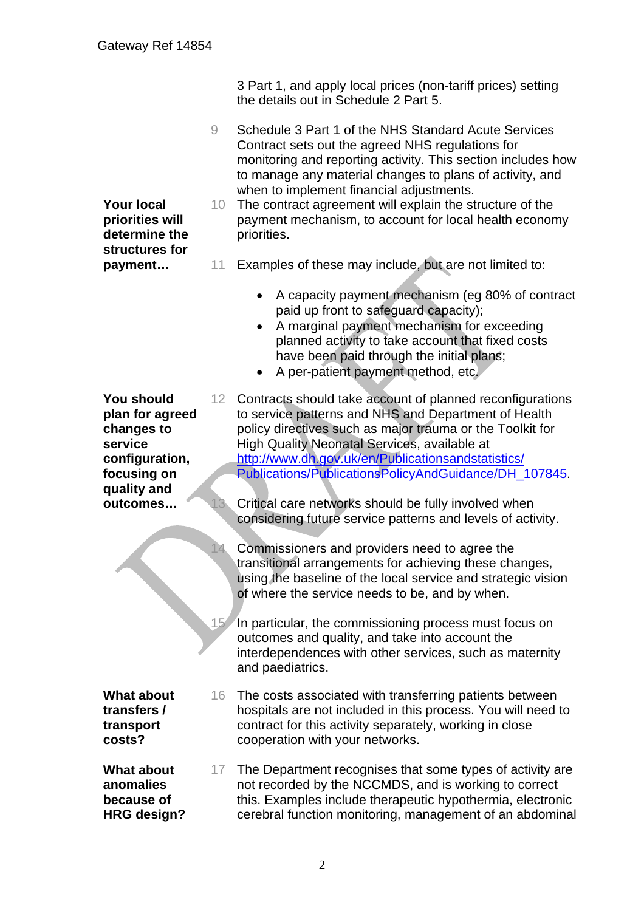3 Part 1, and apply local prices (non-tariff prices) setting the details out in Schedule 2 Part 5.

9 Schedule 3 Part 1 of the NHS Standard Acute Services Contract sets out the agreed NHS regulations for monitoring and reporting activity. This section includes how to manage any material changes to plans of activity, and when to implement financial adjustments.

**Your local priorities will determine the structures for payment…**

10 The contract agreement will explain the structure of the payment mechanism, to account for local health economy priorities.

11 Examples of these may include, but are not limited to:

- A capacity payment mechanism (eg 80% of contract paid up front to safeguard capacity);
- A marginal payment mechanism for exceeding planned activity to take account that fixed costs have been paid through the initial plans;
- A per-patient payment method, etc.

**You should plan for agreed changes to service configuration, focusing on quality and outcomes…**

12 Contracts should take account of planned reconfigurations to service patterns and NHS and Department of Health policy directives such as major trauma or the Toolkit for High Quality Neonatal Services, available at http://www.dh.gov.uk/en/Publicationsandstatistics/Publications/PublicationsPolicyAndGuidance/DH_107845.

13 Critical care networks should be fully involved when considering future service patterns and levels of activity.

14 Commissioners and providers need to agree the transitional arrangements for achieving these changes, using the baseline of the local service and strategic vision of where the service needs to be, and by when.

15 In particular, the commissioning process must focus on outcomes and quality, and take into account the interdependences with other services, such as maternity and paediatrics.

**What about transfers / transport costs?**

16 The costs associated with transferring patients between hospitals are not included in this process. You will need to contract for this activity separately, working in close cooperation with your networks.

**What about anomalies because of HRG design?**

17 The Department recognises that some types of activity are not recorded by the NCCMDS, and is working to correct this. Examples include therapeutic hypothermia, electronic cerebral function monitoring, management of an abdominal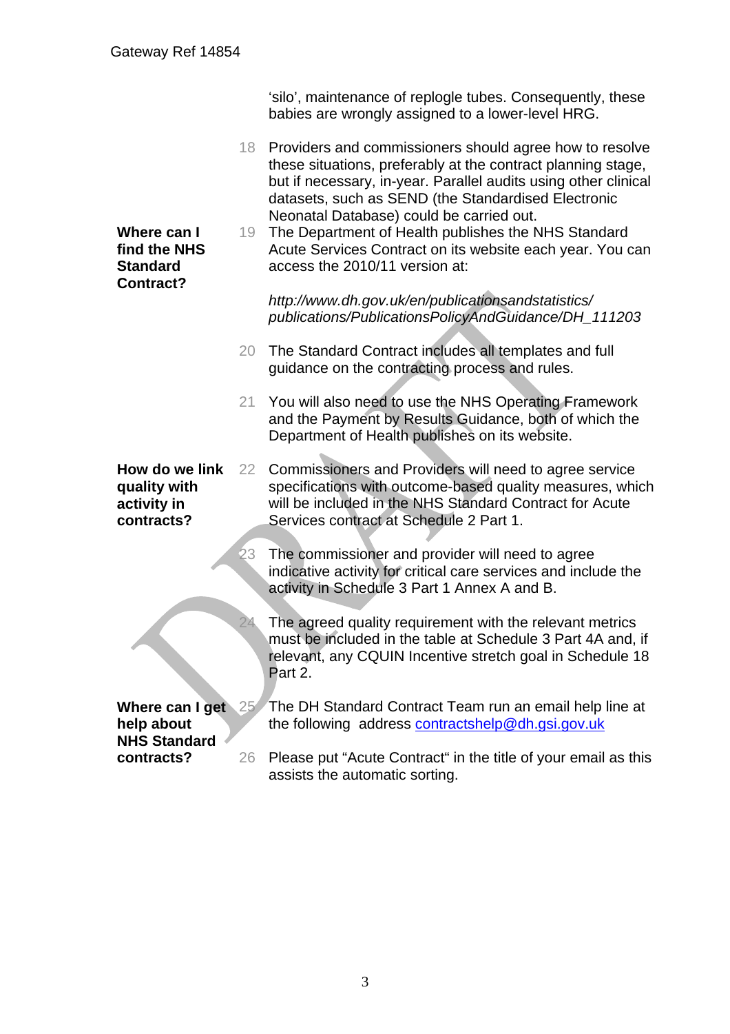'silo', maintenance of replogle tubes. Consequently, these babies are wrongly assigned to a lower-level HRG.

18 Providers and commissioners should agree how to resolve these situations, preferably at the contract planning stage, but if necessary, in-year. Parallel audits using other clinical datasets, such as SEND (the Standardised Electronic Neonatal Database) could be carried out.

**Where can I find the NHS Standard Contract?**

19 The Department of Health publishes the NHS Standard Acute Services Contract on its website each year. You can access the 2010/11 version at:

*http://www.dh.gov.uk/en/publicationsandstatistics/publications/PublicationsPolicyAndGuidance/DH_111203*

20 The Standard Contract includes all templates and full guidance on the contracting process and rules.

21 You will also need to use the NHS Operating Framework and the Payment by Results Guidance, both of which the Department of Health publishes on its website.

**How do we link quality with activity in contracts?**

22 Commissioners and Providers will need to agree service specifications with outcome-based quality measures, which will be included in the NHS Standard Contract for Acute Services contract at Schedule 2 Part 1.

23 The commissioner and provider will need to agree indicative activity for critical care services and include the activity in Schedule 3 Part 1 Annex A and B.

24 The agreed quality requirement with the relevant metrics must be included in the table at Schedule 3 Part 4A and, if relevant, any CQUIN Incentive stretch goal in Schedule 18 Part 2.

**Where can I get help about NHS Standard contracts?**

25 The DH Standard Contract Team run an email help line at the following address contractshelp@dh.gsi.gov.uk

26 Please put "Acute Contract" in the title of your email as this assists the automatic sorting.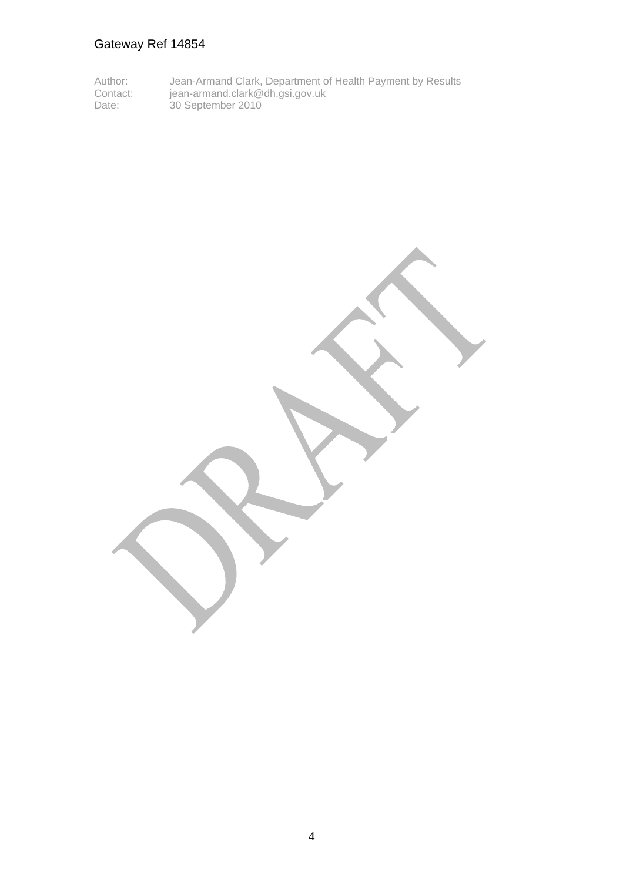Gateway Ref 14854

Author: Jean-Armand Clark, Department of Health Payment by Results
Contact: jean-armand.clark@dh.gsi.gov.uk
Date: 30 September 2010

DRAFT